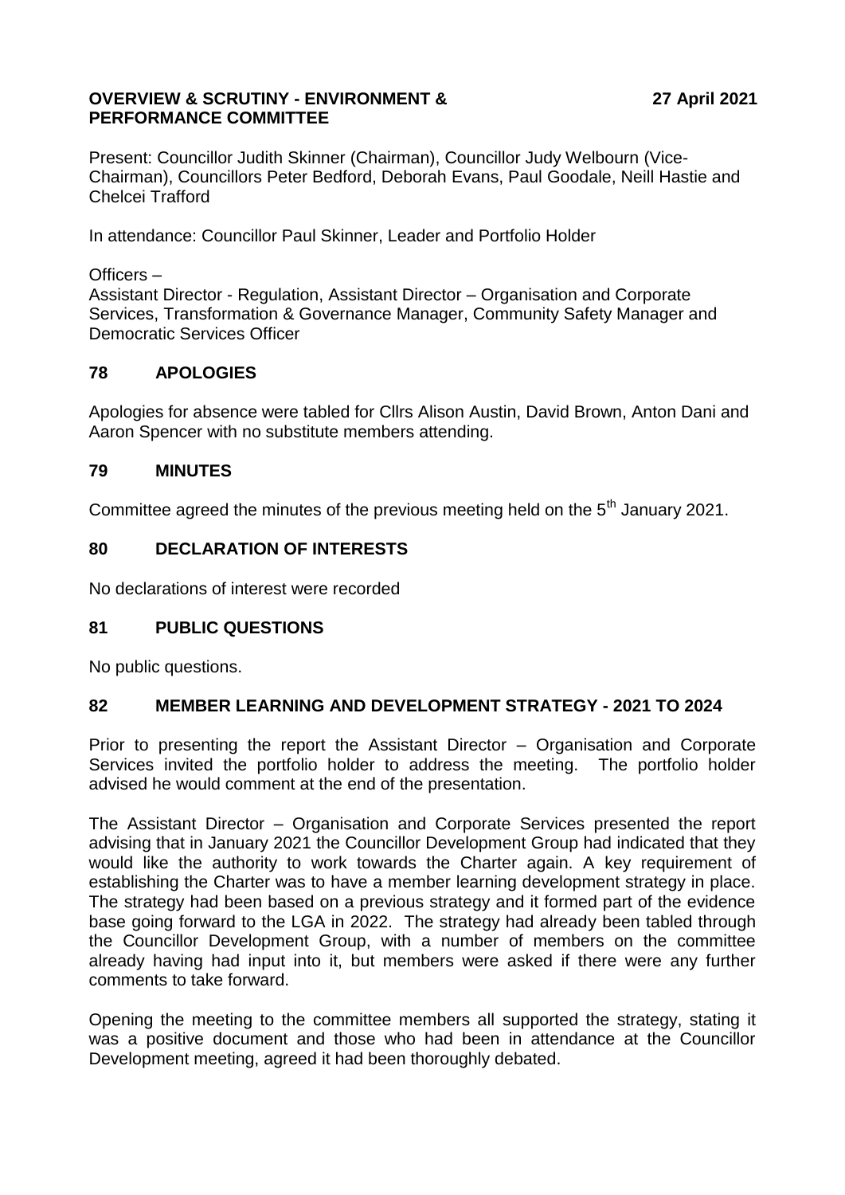**OVERVIEW & SCRUTINY - ENVIRONMENT & PERFORMANCE COMMITTEE** **27 April 2021**

Present: Councillor Judith Skinner (Chairman), Councillor Judy Welbourn (Vice-Chairman), Councillors Peter Bedford, Deborah Evans, Paul Goodale, Neill Hastie and Chelcei Trafford

In attendance: Councillor Paul Skinner, Leader and Portfolio Holder

Officers –
Assistant Director - Regulation, Assistant Director – Organisation and Corporate Services, Transformation & Governance Manager, Community Safety Manager and Democratic Services Officer

## 78 APOLOGIES

Apologies for absence were tabled for Cllrs Alison Austin, David Brown, Anton Dani and Aaron Spencer with no substitute members attending.

## 79 MINUTES

Committee agreed the minutes of the previous meeting held on the 5th January 2021.

## 80 DECLARATION OF INTERESTS

No declarations of interest were recorded

## 81 PUBLIC QUESTIONS

No public questions.

## 82 MEMBER LEARNING AND DEVELOPMENT STRATEGY - 2021 TO 2024

Prior to presenting the report the Assistant Director – Organisation and Corporate Services invited the portfolio holder to address the meeting. The portfolio holder advised he would comment at the end of the presentation.

The Assistant Director – Organisation and Corporate Services presented the report advising that in January 2021 the Councillor Development Group had indicated that they would like the authority to work towards the Charter again. A key requirement of establishing the Charter was to have a member learning development strategy in place. The strategy had been based on a previous strategy and it formed part of the evidence base going forward to the LGA in 2022. The strategy had already been tabled through the Councillor Development Group, with a number of members on the committee already having had input into it, but members were asked if there were any further comments to take forward.

Opening the meeting to the committee members all supported the strategy, stating it was a positive document and those who had been in attendance at the Councillor Development meeting, agreed it had been thoroughly debated.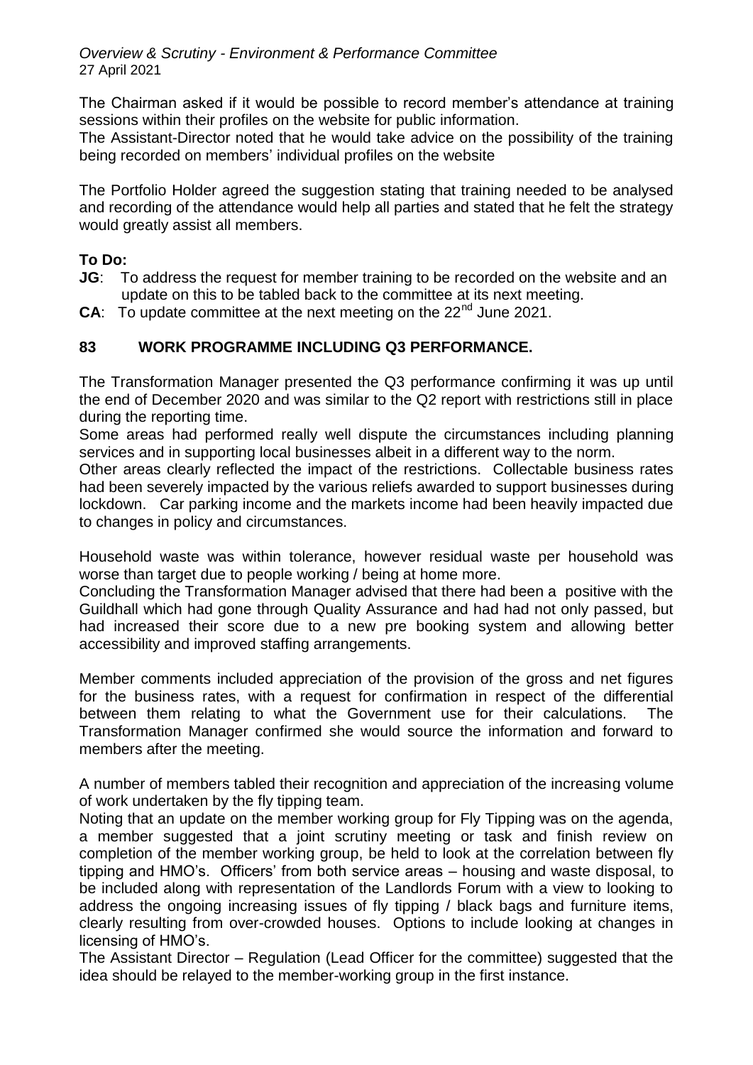The Chairman asked if it would be possible to record member's attendance at training sessions within their profiles on the website for public information.

The Assistant-Director noted that he would take advice on the possibility of the training being recorded on members' individual profiles on the website

The Portfolio Holder agreed the suggestion stating that training needed to be analysed and recording of the attendance would help all parties and stated that he felt the strategy would greatly assist all members.

**To Do:**

**JG**: To address the request for member training to be recorded on the website and an update on this to be tabled back to the committee at its next meeting.

**CA**: To update committee at the next meeting on the 22nd June 2021.

## 83 WORK PROGRAMME INCLUDING Q3 PERFORMANCE.

The Transformation Manager presented the Q3 performance confirming it was up until the end of December 2020 and was similar to the Q2 report with restrictions still in place during the reporting time.

Some areas had performed really well dispute the circumstances including planning services and in supporting local businesses albeit in a different way to the norm.

Other areas clearly reflected the impact of the restrictions. Collectable business rates had been severely impacted by the various reliefs awarded to support businesses during lockdown. Car parking income and the markets income had been heavily impacted due to changes in policy and circumstances.

Household waste was within tolerance, however residual waste per household was worse than target due to people working / being at home more.

Concluding the Transformation Manager advised that there had been a positive with the Guildhall which had gone through Quality Assurance and had had not only passed, but had increased their score due to a new pre booking system and allowing better accessibility and improved staffing arrangements.

Member comments included appreciation of the provision of the gross and net figures for the business rates, with a request for confirmation in respect of the differential between them relating to what the Government use for their calculations. The Transformation Manager confirmed she would source the information and forward to members after the meeting.

A number of members tabled their recognition and appreciation of the increasing volume of work undertaken by the fly tipping team.

Noting that an update on the member working group for Fly Tipping was on the agenda, a member suggested that a joint scrutiny meeting or task and finish review on completion of the member working group, be held to look at the correlation between fly tipping and HMO's. Officers' from both service areas – housing and waste disposal, to be included along with representation of the Landlords Forum with a view to looking to address the ongoing increasing issues of fly tipping / black bags and furniture items, clearly resulting from over-crowded houses. Options to include looking at changes in licensing of HMO's.

The Assistant Director – Regulation (Lead Officer for the committee) suggested that the idea should be relayed to the member-working group in the first instance.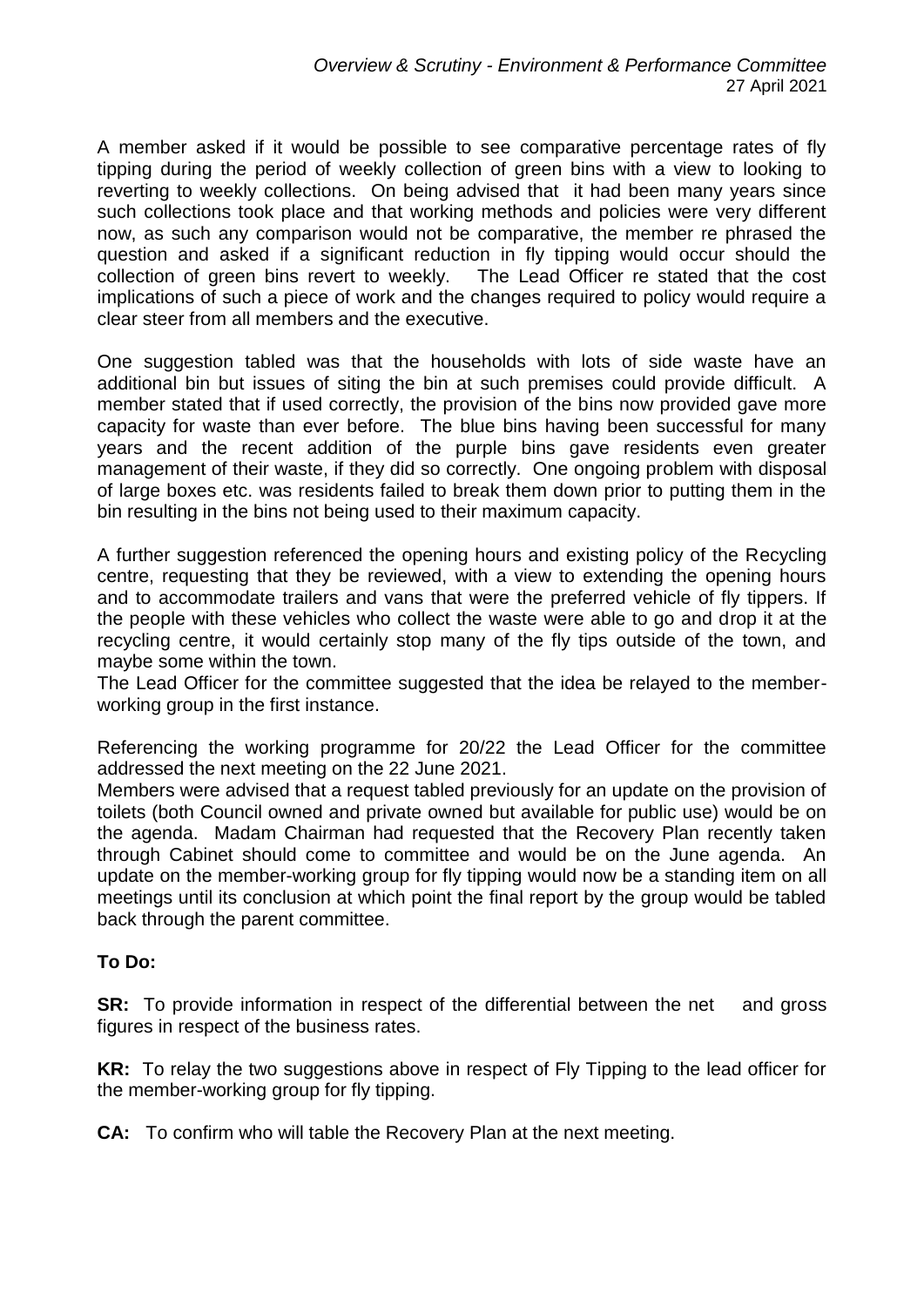A member asked if it would be possible to see comparative percentage rates of fly tipping during the period of weekly collection of green bins with a view to looking to reverting to weekly collections. On being advised that it had been many years since such collections took place and that working methods and policies were very different now, as such any comparison would not be comparative, the member re phrased the question and asked if a significant reduction in fly tipping would occur should the collection of green bins revert to weekly. The Lead Officer re stated that the cost implications of such a piece of work and the changes required to policy would require a clear steer from all members and the executive.

One suggestion tabled was that the households with lots of side waste have an additional bin but issues of siting the bin at such premises could provide difficult. A member stated that if used correctly, the provision of the bins now provided gave more capacity for waste than ever before. The blue bins having been successful for many years and the recent addition of the purple bins gave residents even greater management of their waste, if they did so correctly. One ongoing problem with disposal of large boxes etc. was residents failed to break them down prior to putting them in the bin resulting in the bins not being used to their maximum capacity.

A further suggestion referenced the opening hours and existing policy of the Recycling centre, requesting that they be reviewed, with a view to extending the opening hours and to accommodate trailers and vans that were the preferred vehicle of fly tippers. If the people with these vehicles who collect the waste were able to go and drop it at the recycling centre, it would certainly stop many of the fly tips outside of the town, and maybe some within the town.

The Lead Officer for the committee suggested that the idea be relayed to the member-working group in the first instance.

Referencing the working programme for 20/22 the Lead Officer for the committee addressed the next meeting on the 22 June 2021.

Members were advised that a request tabled previously for an update on the provision of toilets (both Council owned and private owned but available for public use) would be on the agenda. Madam Chairman had requested that the Recovery Plan recently taken through Cabinet should come to committee and would be on the June agenda. An update on the member-working group for fly tipping would now be a standing item on all meetings until its conclusion at which point the final report by the group would be tabled back through the parent committee.

**To Do:**

**SR:** To provide information in respect of the differential between the net and gross figures in respect of the business rates.

**KR:** To relay the two suggestions above in respect of Fly Tipping to the lead officer for the member-working group for fly tipping.

**CA:** To confirm who will table the Recovery Plan at the next meeting.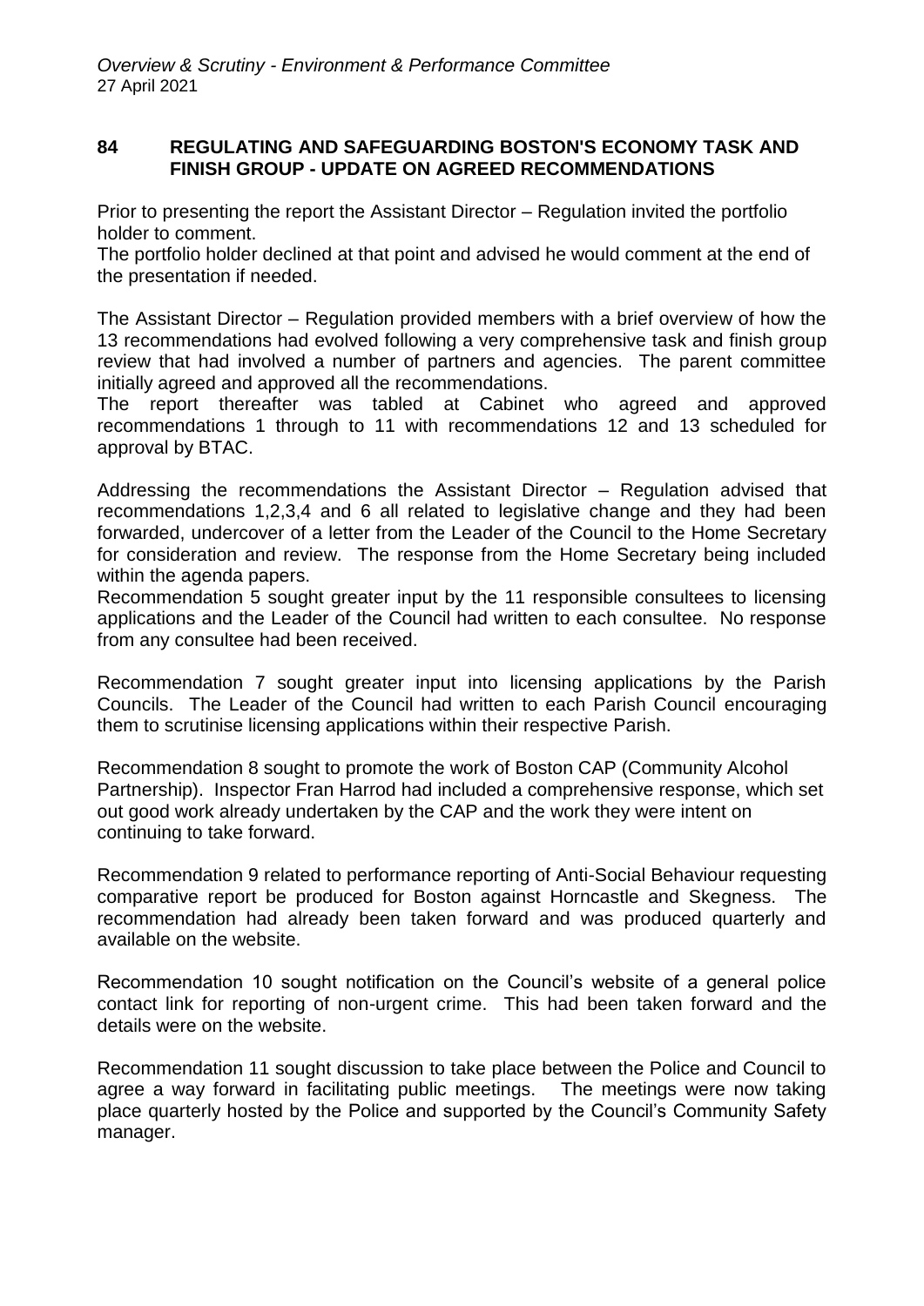## 84 REGULATING AND SAFEGUARDING BOSTON'S ECONOMY TASK AND FINISH GROUP - UPDATE ON AGREED RECOMMENDATIONS

Prior to presenting the report the Assistant Director – Regulation invited the portfolio holder to comment.

The portfolio holder declined at that point and advised he would comment at the end of the presentation if needed.

The Assistant Director – Regulation provided members with a brief overview of how the 13 recommendations had evolved following a very comprehensive task and finish group review that had involved a number of partners and agencies. The parent committee initially agreed and approved all the recommendations.

The report thereafter was tabled at Cabinet who agreed and approved recommendations 1 through to 11 with recommendations 12 and 13 scheduled for approval by BTAC.

Addressing the recommendations the Assistant Director – Regulation advised that recommendations 1,2,3,4 and 6 all related to legislative change and they had been forwarded, undercover of a letter from the Leader of the Council to the Home Secretary for consideration and review. The response from the Home Secretary being included within the agenda papers.

Recommendation 5 sought greater input by the 11 responsible consultees to licensing applications and the Leader of the Council had written to each consultee. No response from any consultee had been received.

Recommendation 7 sought greater input into licensing applications by the Parish Councils. The Leader of the Council had written to each Parish Council encouraging them to scrutinise licensing applications within their respective Parish.

Recommendation 8 sought to promote the work of Boston CAP (Community Alcohol Partnership). Inspector Fran Harrod had included a comprehensive response, which set out good work already undertaken by the CAP and the work they were intent on continuing to take forward.

Recommendation 9 related to performance reporting of Anti-Social Behaviour requesting comparative report be produced for Boston against Horncastle and Skegness. The recommendation had already been taken forward and was produced quarterly and available on the website.

Recommendation 10 sought notification on the Council's website of a general police contact link for reporting of non-urgent crime. This had been taken forward and the details were on the website.

Recommendation 11 sought discussion to take place between the Police and Council to agree a way forward in facilitating public meetings. The meetings were now taking place quarterly hosted by the Police and supported by the Council's Community Safety manager.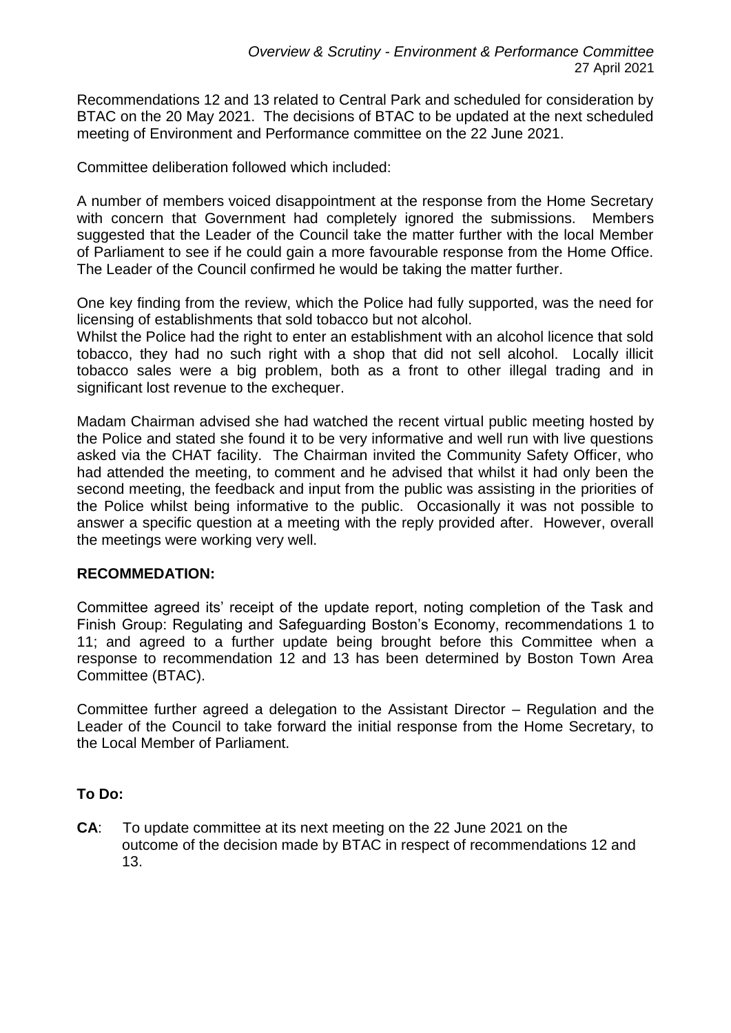Recommendations 12 and 13 related to Central Park and scheduled for consideration by BTAC on the 20 May 2021. The decisions of BTAC to be updated at the next scheduled meeting of Environment and Performance committee on the 22 June 2021.

Committee deliberation followed which included:

A number of members voiced disappointment at the response from the Home Secretary with concern that Government had completely ignored the submissions. Members suggested that the Leader of the Council take the matter further with the local Member of Parliament to see if he could gain a more favourable response from the Home Office. The Leader of the Council confirmed he would be taking the matter further.

One key finding from the review, which the Police had fully supported, was the need for licensing of establishments that sold tobacco but not alcohol.
Whilst the Police had the right to enter an establishment with an alcohol licence that sold tobacco, they had no such right with a shop that did not sell alcohol. Locally illicit tobacco sales were a big problem, both as a front to other illegal trading and in significant lost revenue to the exchequer.

Madam Chairman advised she had watched the recent virtual public meeting hosted by the Police and stated she found it to be very informative and well run with live questions asked via the CHAT facility. The Chairman invited the Community Safety Officer, who had attended the meeting, to comment and he advised that whilst it had only been the second meeting, the feedback and input from the public was assisting in the priorities of the Police whilst being informative to the public. Occasionally it was not possible to answer a specific question at a meeting with the reply provided after. However, overall the meetings were working very well.

**RECOMMENDATION:**

Committee agreed its' receipt of the update report, noting completion of the Task and Finish Group: Regulating and Safeguarding Boston's Economy, recommendations 1 to 11; and agreed to a further update being brought before this Committee when a response to recommendation 12 and 13 has been determined by Boston Town Area Committee (BTAC).

Committee further agreed a delegation to the Assistant Director – Regulation and the Leader of the Council to take forward the initial response from the Home Secretary, to the Local Member of Parliament.

**To Do:**

**CA**: To update committee at its next meeting on the 22 June 2021 on the outcome of the decision made by BTAC in respect of recommendations 12 and 13.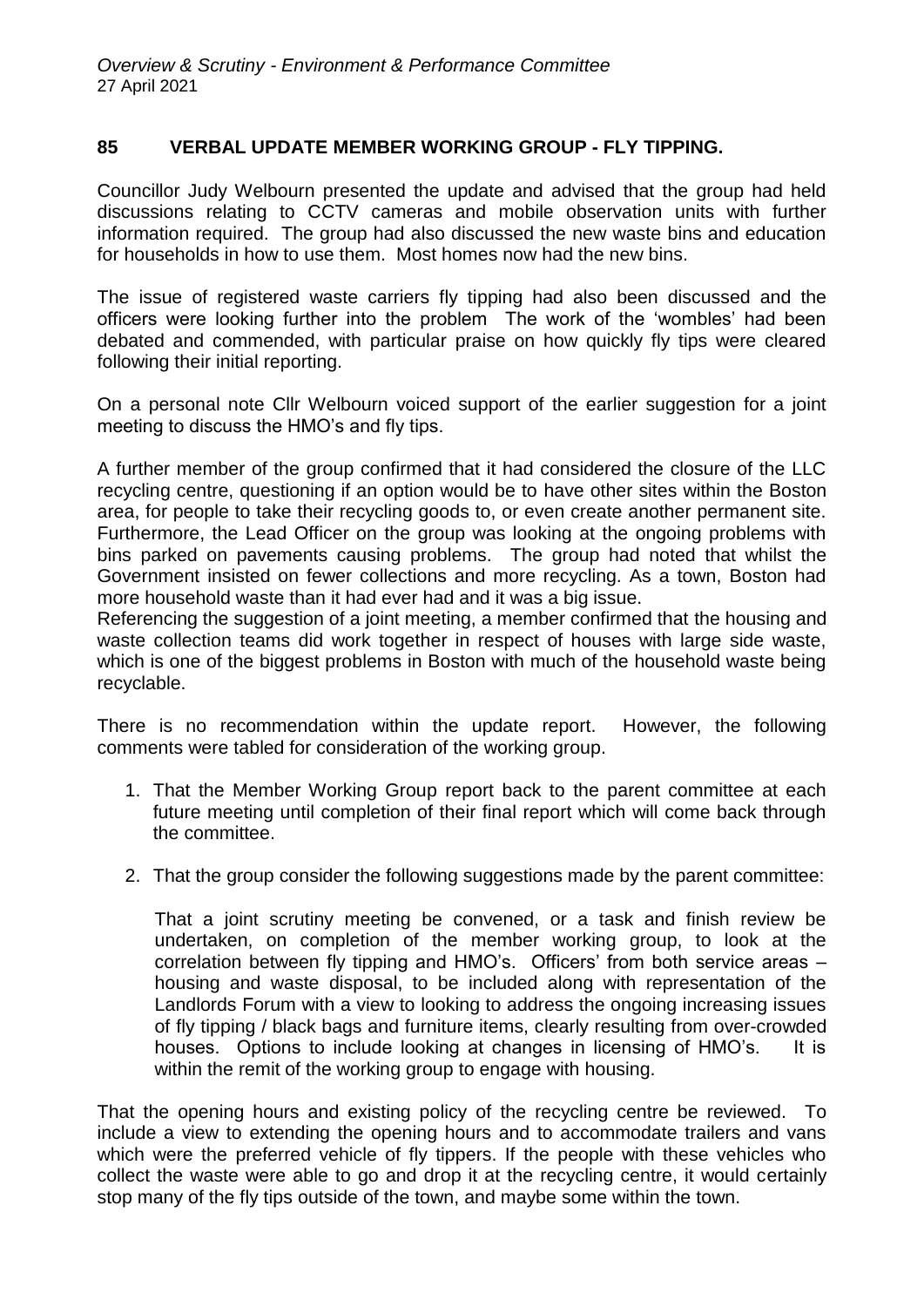## 85 VERBAL UPDATE MEMBER WORKING GROUP - FLY TIPPING.

Councillor Judy Welbourn presented the update and advised that the group had held discussions relating to CCTV cameras and mobile observation units with further information required. The group had also discussed the new waste bins and education for households in how to use them. Most homes now had the new bins.

The issue of registered waste carriers fly tipping had also been discussed and the officers were looking further into the problem The work of the 'wombles' had been debated and commended, with particular praise on how quickly fly tips were cleared following their initial reporting.

On a personal note Cllr Welbourn voiced support of the earlier suggestion for a joint meeting to discuss the HMO's and fly tips.

A further member of the group confirmed that it had considered the closure of the LLC recycling centre, questioning if an option would be to have other sites within the Boston area, for people to take their recycling goods to, or even create another permanent site. Furthermore, the Lead Officer on the group was looking at the ongoing problems with bins parked on pavements causing problems. The group had noted that whilst the Government insisted on fewer collections and more recycling. As a town, Boston had more household waste than it had ever had and it was a big issue.

Referencing the suggestion of a joint meeting, a member confirmed that the housing and waste collection teams did work together in respect of houses with large side waste, which is one of the biggest problems in Boston with much of the household waste being recyclable.

There is no recommendation within the update report. However, the following comments were tabled for consideration of the working group.

1. That the Member Working Group report back to the parent committee at each future meeting until completion of their final report which will come back through the committee.

2. That the group consider the following suggestions made by the parent committee:

   That a joint scrutiny meeting be convened, or a task and finish review be undertaken, on completion of the member working group, to look at the correlation between fly tipping and HMO's. Officers' from both service areas – housing and waste disposal, to be included along with representation of the Landlords Forum with a view to looking to address the ongoing increasing issues of fly tipping / black bags and furniture items, clearly resulting from over-crowded houses. Options to include looking at changes in licensing of HMO's. It is within the remit of the working group to engage with housing.

That the opening hours and existing policy of the recycling centre be reviewed. To include a view to extending the opening hours and to accommodate trailers and vans which were the preferred vehicle of fly tippers. If the people with these vehicles who collect the waste were able to go and drop it at the recycling centre, it would certainly stop many of the fly tips outside of the town, and maybe some within the town.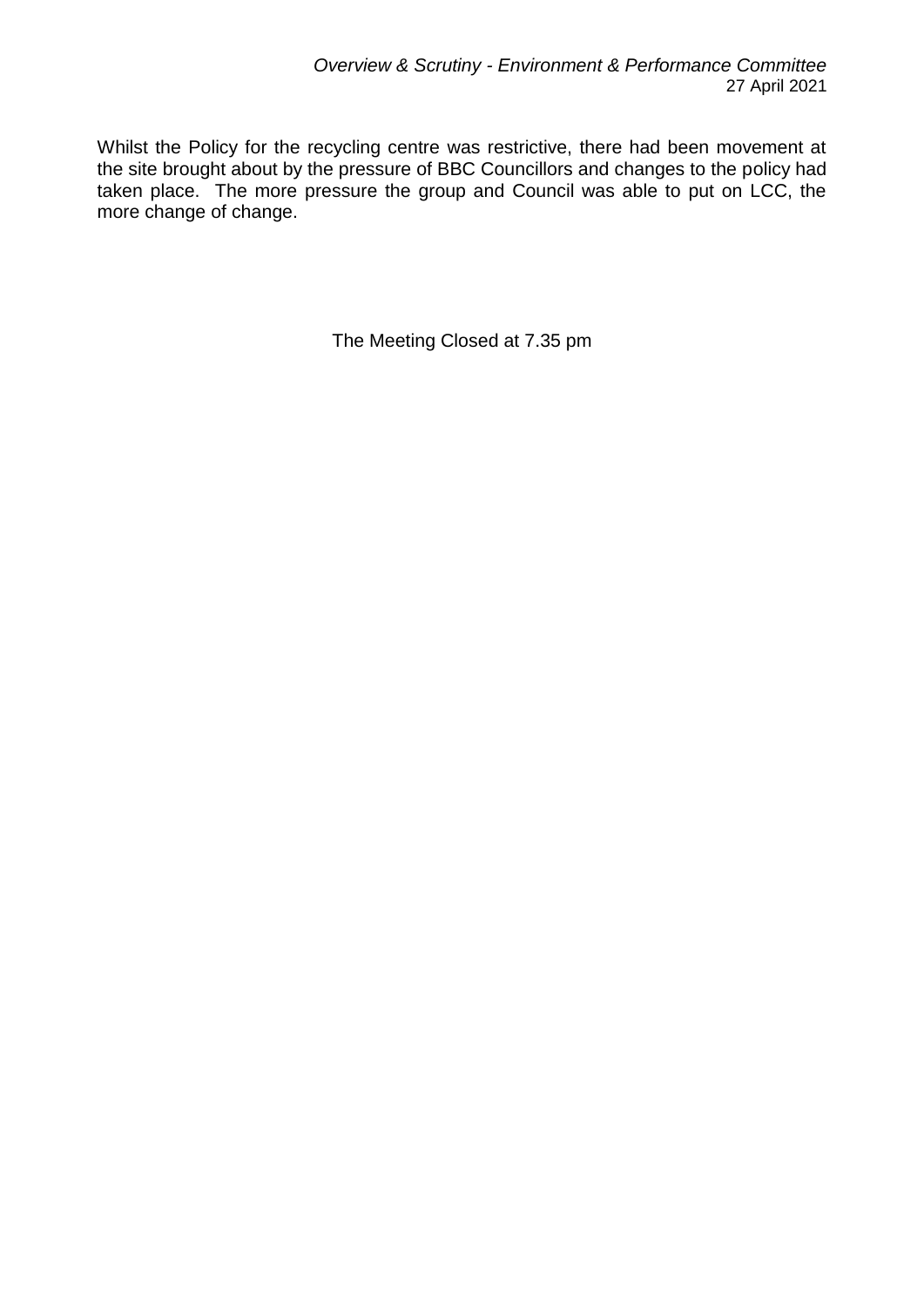Whilst the Policy for the recycling centre was restrictive, there had been movement at the site brought about by the pressure of BBC Councillors and changes to the policy had taken place. The more pressure the group and Council was able to put on LCC, the more change of change.

The Meeting Closed at 7.35 pm